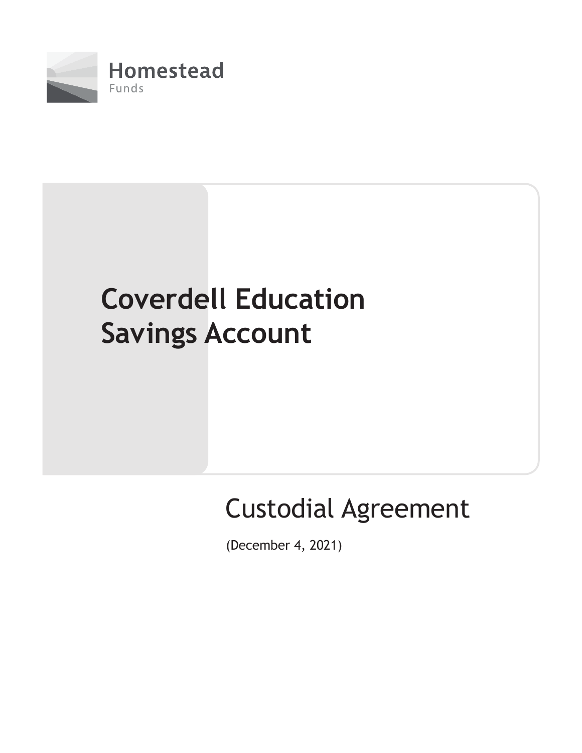Homestead
Funds

# Coverdell Education Savings Account

## Custodial Agreement

(December 4, 2021)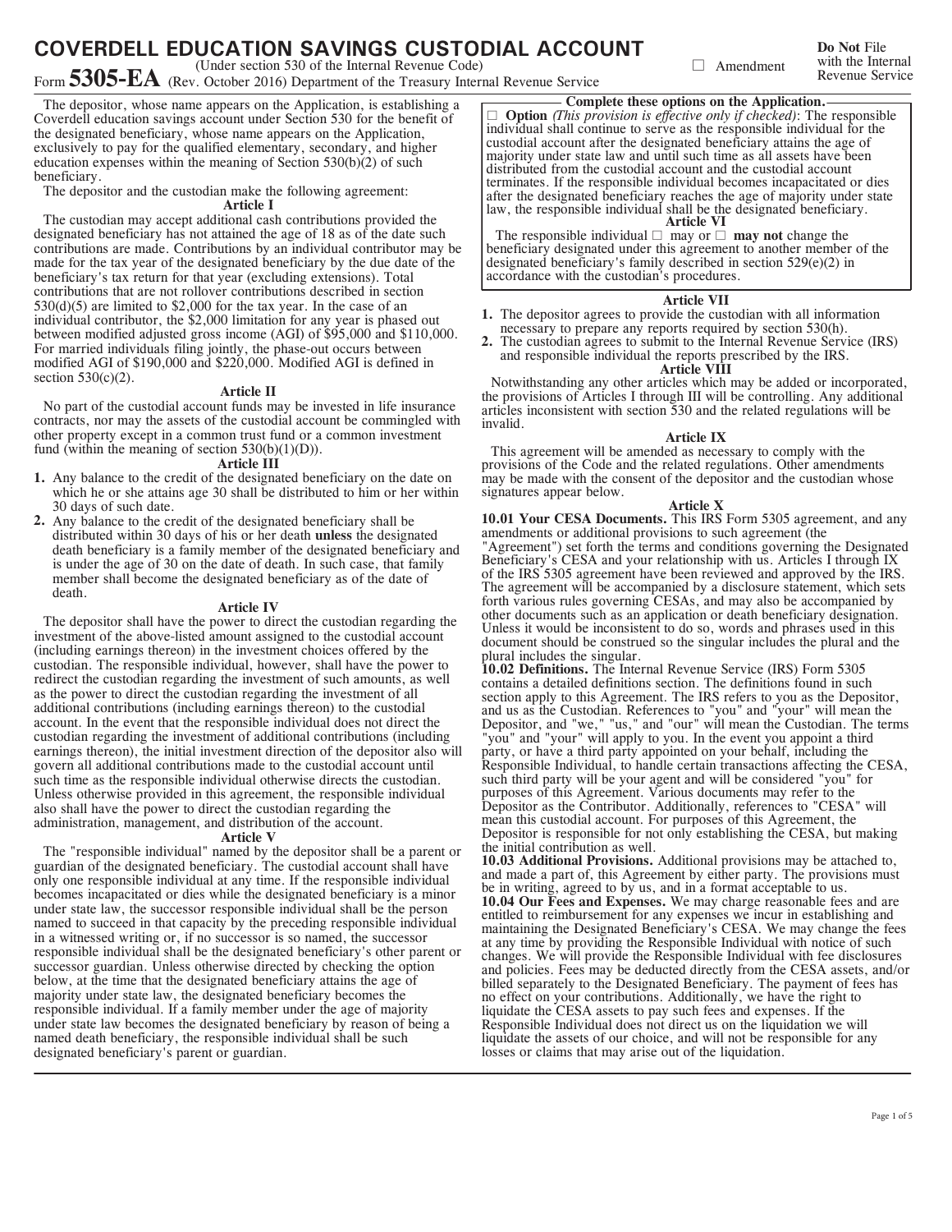# COVERDELL EDUCATION SAVINGS CUSTODIAL ACCOUNT

Form **5305-EA** (Under section 530 of the Internal Revenue Code) (Rev. October 2016) Department of the Treasury Internal Revenue Service

☐ Amendment

**Do Not** File with the Internal Revenue Service

The depositor, whose name appears on the Application, is establishing a Coverdell education savings account under Section 530 for the benefit of the designated beneficiary, whose name appears on the Application, exclusively to pay for the qualified elementary, secondary, and higher education expenses within the meaning of Section 530(b)(2) of such beneficiary.

The depositor and the custodian make the following agreement:

**Article I**

The custodian may accept additional cash contributions provided the designated beneficiary has not attained the age of 18 as of the date such contributions are made. Contributions by an individual contributor may be made for the tax year of the designated beneficiary by the due date of the beneficiary's tax return for that year (excluding extensions). Total contributions that are not rollover contributions described in section 530(d)(5) are limited to $2,000 for the tax year. In the case of an individual contributor, the $2,000 limitation for any year is phased out between modified adjusted gross income (AGI) of $95,000 and $110,000. For married individuals filing jointly, the phase-out occurs between modified AGI of $190,000 and $220,000. Modified AGI is defined in section 530(c)(2).

**Article II**

No part of the custodial account funds may be invested in life insurance contracts, nor may the assets of the custodial account be commingled with other property except in a common trust fund or a common investment fund (within the meaning of section 530(b)(1)(D)).

**Article III**

1. Any balance to the credit of the designated beneficiary on the date on which he or she attains age 30 shall be distributed to him or her within 30 days of such date.
2. Any balance to the credit of the designated beneficiary shall be distributed within 30 days of his or her death **unless** the designated death beneficiary is a family member of the designated beneficiary and is under the age of 30 on the date of death. In such case, that family member shall become the designated beneficiary as of the date of death.

**Article IV**

The depositor shall have the power to direct the custodian regarding the investment of the above-listed amount assigned to the custodial account (including earnings thereon) in the investment choices offered by the custodian. The responsible individual, however, shall have the power to redirect the custodian regarding the investment of such amounts, as well as the power to direct the custodian regarding the investment of all additional contributions (including earnings thereon) to the custodial account. In the event that the responsible individual does not direct the custodian regarding the investment of additional contributions (including earnings thereon), the initial investment direction of the depositor also will govern all additional contributions made to the custodial account until such time as the responsible individual otherwise directs the custodian. Unless otherwise provided in this agreement, the responsible individual also shall have the power to direct the custodian regarding the administration, management, and distribution of the account.

**Article V**

The "responsible individual" named by the depositor shall be a parent or guardian of the designated beneficiary. The custodial account shall have only one responsible individual at any time. If the responsible individual becomes incapacitated or dies while the designated beneficiary is a minor under state law, the successor responsible individual shall be the person named to succeed in that capacity by the preceding responsible individual in a witnessed writing or, if no successor is so named, the successor responsible individual shall be the designated beneficiary's other parent or successor guardian. Unless otherwise directed by checking the option below, at the time that the designated beneficiary attains the age of majority under state law, the designated beneficiary becomes the responsible individual. If a family member under the age of majority under state law becomes the designated beneficiary by reason of being a named death beneficiary, the responsible individual shall be such designated beneficiary's parent or guardian.

**Complete these options on the Application.**

☐ **Option** *(This provision is effective only if checked)*: The responsible individual shall continue to serve as the responsible individual for the custodial account after the designated beneficiary attains the age of majority under state law and until such time as all assets have been distributed from the custodial account and the custodial account terminates. If the responsible individual becomes incapacitated or dies after the designated beneficiary reaches the age of majority under state law, the responsible individual shall be the designated beneficiary.

**Article VI**

The responsible individual ☐ may or ☐ **may not** change the beneficiary designated under this agreement to another member of the designated beneficiary's family described in section 529(e)(2) in accordance with the custodian's procedures.

**Article VII**

1. The depositor agrees to provide the custodian with all information necessary to prepare any reports required by section 530(h).
2. The custodian agrees to submit to the Internal Revenue Service (IRS) and responsible individual the reports prescribed by the IRS.

**Article VIII**

Notwithstanding any other articles which may be added or incorporated, the provisions of Articles I through III will be controlling. Any additional articles inconsistent with section 530 and the related regulations will be invalid.

**Article IX**

This agreement will be amended as necessary to comply with the provisions of the Code and the related regulations. Other amendments may be made with the consent of the depositor and the custodian whose signatures appear below.

**Article X**

**10.01 Your CESA Documents.** This IRS Form 5305 agreement, and any amendments or additional provisions to such agreement (the "Agreement") set forth the terms and conditions governing the Designated Beneficiary's CESA and your relationship with us. Articles I through IX of the IRS 5305 agreement have been reviewed and approved by the IRS. The agreement will be accompanied by a disclosure statement, which sets forth various rules governing CESAs, and may also be accompanied by other documents such as an application or death beneficiary designation. Unless it would be inconsistent to do so, words and phrases used in this document should be construed so the singular includes the plural and the plural includes the singular.

**10.02 Definitions.** The Internal Revenue Service (IRS) Form 5305 contains a detailed definitions section. The definitions found in such section apply to this Agreement. The IRS refers to you as the Depositor, and us as the Custodian. References to "you" and "your" will mean the Depositor, and "we," "us," and "our" will mean the Custodian. The terms "you" and "your" will apply to you. In the event you appoint a third party, or have a third party appointed on your behalf, including the Responsible Individual, to handle certain transactions affecting the CESA, such third party will be your agent and will be considered "you" for purposes of this Agreement. Various documents may refer to the Depositor as the Contributor. Additionally, references to "CESA" will mean this custodial account. For purposes of this Agreement, the Depositor is responsible for not only establishing the CESA, but making the initial contribution as well.

**10.03 Additional Provisions.** Additional provisions may be attached to, and made a part of, this Agreement by either party. The provisions must be in writing, agreed to by us, and in a format acceptable to us.

**10.04 Our Fees and Expenses.** We may charge reasonable fees and are entitled to reimbursement for any expenses we incur in establishing and maintaining the Designated Beneficiary's CESA. We may change the fees at any time by providing the Responsible Individual with notice of such changes. We will provide the Responsible Individual with fee disclosures and policies. Fees may be deducted directly from the CESA assets, and/or billed separately to the Designated Beneficiary. The payment of fees has no effect on your contributions. Additionally, we have the right to liquidate the CESA assets to pay such fees and expenses. If the Responsible Individual does not direct us on the liquidation we will liquidate the assets of our choice, and will not be responsible for any losses or claims that may arise out of the liquidation.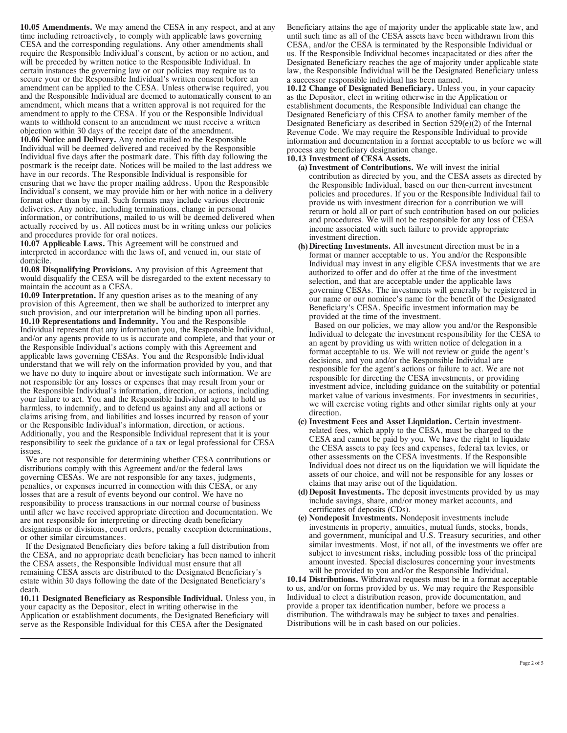**10.05 Amendments.** We may amend the CESA in any respect, and at any time including retroactively, to comply with applicable laws governing CESA and the corresponding regulations. Any other amendments shall require the Responsible Individual's consent, by action or no action, and will be preceded by written notice to the Responsible Individual. In certain instances the governing law or our policies may require us to secure your or the Responsible Individual's written consent before an amendment can be applied to the CESA. Unless otherwise required, you and the Responsible Individual are deemed to automatically consent to an amendment, which means that a written approval is not required for the amendment to apply to the CESA. If you or the Responsible Individual wants to withhold consent to an amendment we must receive a written objection within 30 days of the receipt date of the amendment.

**10.06 Notice and Delivery.** Any notice mailed to the Responsible Individual will be deemed delivered and received by the Responsible Individual five days after the postmark date. This fifth day following the postmark is the receipt date. Notices will be mailed to the last address we have in our records. The Responsible Individual is responsible for ensuring that we have the proper mailing address. Upon the Responsible Individual's consent, we may provide him or her with notice in a delivery format other than by mail. Such formats may include various electronic deliveries. Any notice, including terminations, change in personal information, or contributions, mailed to us will be deemed delivered when actually received by us. All notices must be in writing unless our policies and procedures provide for oral notices.

**10.07 Applicable Laws.** This Agreement will be construed and interpreted in accordance with the laws of, and venued in, our state of domicile.

**10.08 Disqualifying Provisions.** Any provision of this Agreement that would disqualify the CESA will be disregarded to the extent necessary to maintain the account as a CESA.

**10.09 Interpretation.** If any question arises as to the meaning of any provision of this Agreement, then we shall be authorized to interpret any such provision, and our interpretation will be binding upon all parties.

**10.10 Representations and Indemnity.** You and the Responsible Individual represent that any information you, the Responsible Individual, and/or any agents provide to us is accurate and complete, and that your or the Responsible Individual's actions comply with this Agreement and applicable laws governing CESAs. You and the Responsible Individual understand that we will rely on the information provided by you, and that we have no duty to inquire about or investigate such information. We are not responsible for any losses or expenses that may result from your or the Responsible Individual's information, direction, or actions, including your failure to act. You and the Responsible Individual agree to hold us harmless, to indemnify, and to defend us against any and all actions or claims arising from, and liabilities and losses incurred by reason of your or the Responsible Individual's information, direction, or actions. Additionally, you and the Responsible Individual represent that it is your responsibility to seek the guidance of a tax or legal professional for CESA issues.

We are not responsible for determining whether CESA contributions or distributions comply with this Agreement and/or the federal laws governing CESAs. We are not responsible for any taxes, judgments, penalties, or expenses incurred in connection with this CESA, or any losses that are a result of events beyond our control. We have no responsibility to process transactions in our normal course of business until after we have received appropriate direction and documentation. We are not responsible for interpreting or directing death beneficiary designations or divisions, court orders, penalty exception determinations, or other similar circumstances.

If the Designated Beneficiary dies before taking a full distribution from the CESA, and no appropriate death beneficiary has been named to inherit the CESA assets, the Responsible Individual must ensure that all remaining CESA assets are distributed to the Designated Beneficiary's estate within 30 days following the date of the Designated Beneficiary's death.

**10.11 Designated Beneficiary as Responsible Individual.** Unless you, in your capacity as the Depositor, elect in writing otherwise in the Application or establishment documents, the Designated Beneficiary will serve as the Responsible Individual for this CESA after the Designated Beneficiary attains the age of majority under the applicable state law, and until such time as all of the CESA assets have been withdrawn from this CESA, and/or the CESA is terminated by the Responsible Individual or us. If the Responsible Individual becomes incapacitated or dies after the Designated Beneficiary reaches the age of majority under applicable state law, the Responsible Individual will be the Designated Beneficiary unless a successor responsible individual has been named.

**10.12 Change of Designated Beneficiary.** Unless you, in your capacity as the Depositor, elect in writing otherwise in the Application or establishment documents, the Responsible Individual can change the Designated Beneficiary of this CESA to another family member of the Designated Beneficiary as described in Section 529(e)(2) of the Internal Revenue Code. We may require the Responsible Individual to provide information and documentation in a format acceptable to us before we will process any beneficiary designation change.

**10.13 Investment of CESA Assets.**

(a) **Investment of Contributions.** We will invest the initial contribution as directed by you, and the CESA assets as directed by the Responsible Individual, based on our then-current investment policies and procedures. If you or the Responsible Individual fail to provide us with investment direction for a contribution we will return or hold all or part of such contribution based on our policies and procedures. We will not be responsible for any loss of CESA income associated with such failure to provide appropriate investment direction.

(b) **Directing Investments.** All investment direction must be in a format or manner acceptable to us. You and/or the Responsible Individual may invest in any eligible CESA investments that we are authorized to offer and do offer at the time of the investment selection, and that are acceptable under the applicable laws governing CESAs. The investments will generally be registered in our name or our nominee's name for the benefit of the Designated Beneficiary's CESA. Specific investment information may be provided at the time of the investment.

Based on our policies, we may allow you and/or the Responsible Individual to delegate the investment responsibility for the CESA to an agent by providing us with written notice of delegation in a format acceptable to us. We will not review or guide the agent's decisions, and you and/or the Responsible Individual are responsible for the agent's actions or failure to act. We are not responsible for directing the CESA investments, or providing investment advice, including guidance on the suitability or potential market value of various investments. For investments in securities, we will exercise voting rights and other similar rights only at your direction.

(c) **Investment Fees and Asset Liquidation.** Certain investment-related fees, which apply to the CESA, must be charged to the CESA and cannot be paid by you. We have the right to liquidate the CESA assets to pay fees and expenses, federal tax levies, or other assessments on the CESA investments. If the Responsible Individual does not direct us on the liquidation we will liquidate the assets of our choice, and will not be responsible for any losses or claims that may arise out of the liquidation.

(d) **Deposit Investments.** The deposit investments provided by us may include savings, share, and/or money market accounts, and certificates of deposits (CDs).

(e) **Nondeposit Investments.** Nondeposit investments include investments in property, annuities, mutual funds, stocks, bonds, and government, municipal and U.S. Treasury securities, and other similar investments. Most, if not all, of the investments we offer are subject to investment risks, including possible loss of the principal amount invested. Special disclosures concerning your investments will be provided to you and/or the Responsible Individual.

**10.14 Distributions.** Withdrawal requests must be in a format acceptable to us, and/or on forms provided by us. We may require the Responsible Individual to elect a distribution reason, provide documentation, and provide a proper tax identification number, before we process a distribution. The withdrawals may be subject to taxes and penalties. Distributions will be in cash based on our policies.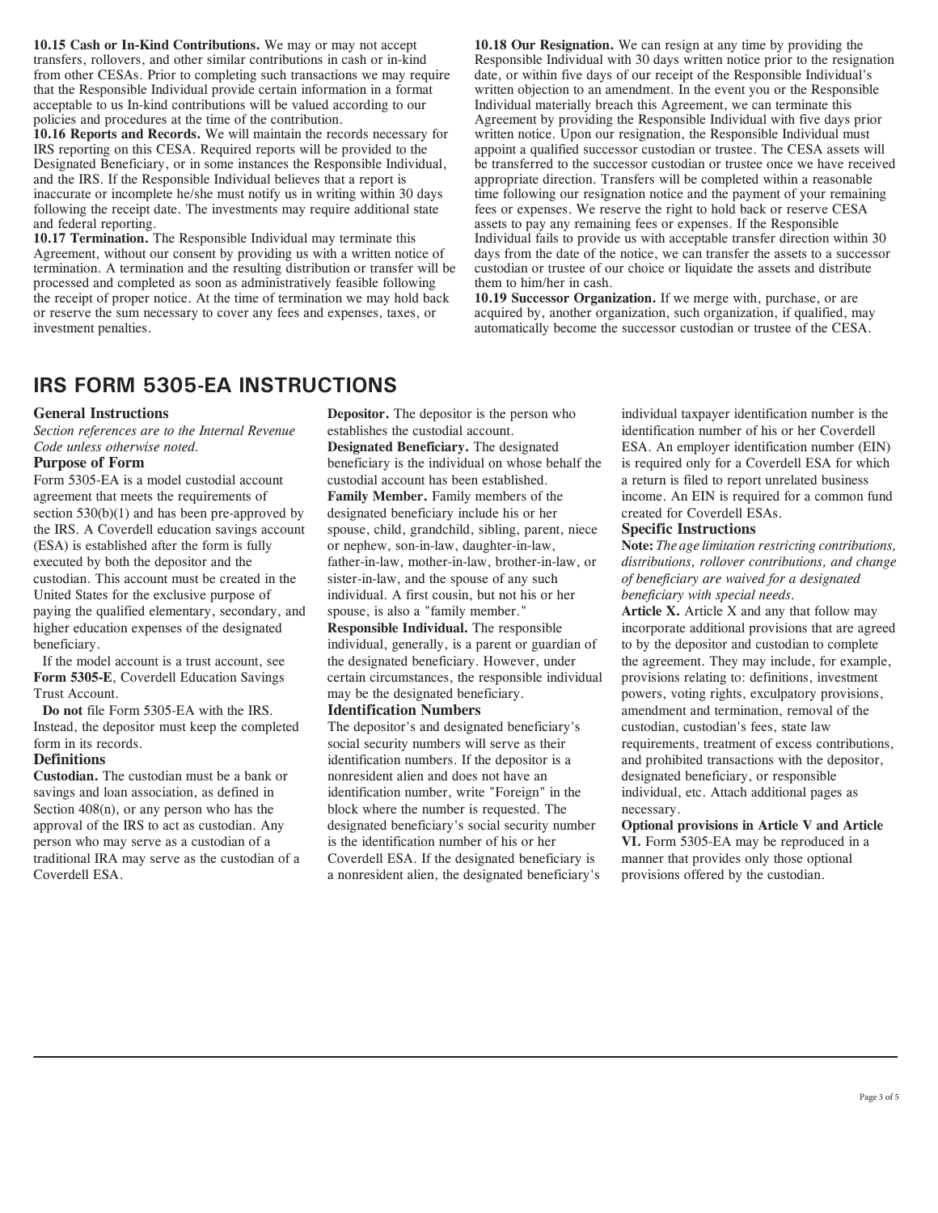**10.15 Cash or In-Kind Contributions.** We may or may not accept transfers, rollovers, and other similar contributions in cash or in-kind from other CESAs. Prior to completing such transactions we may require that the Responsible Individual provide certain information in a format acceptable to us In-kind contributions will be valued according to our policies and procedures at the time of the contribution.

**10.16 Reports and Records.** We will maintain the records necessary for IRS reporting on this CESA. Required reports will be provided to the Designated Beneficiary, or in some instances the Responsible Individual, and the IRS. If the Responsible Individual believes that a report is inaccurate or incomplete he/she must notify us in writing within 30 days following the receipt date. The investments may require additional state and federal reporting.

**10.17 Termination.** The Responsible Individual may terminate this Agreement, without our consent by providing us with a written notice of termination. A termination and the resulting distribution or transfer will be processed and completed as soon as administratively feasible following the receipt of proper notice. At the time of termination we may hold back or reserve the sum necessary to cover any fees and expenses, taxes, or investment penalties.

**10.18 Our Resignation.** We can resign at any time by providing the Responsible Individual with 30 days written notice prior to the resignation date, or within five days of our receipt of the Responsible Individual's written objection to an amendment. In the event you or the Responsible Individual materially breach this Agreement, we can terminate this Agreement by providing the Responsible Individual with five days prior written notice. Upon our resignation, the Responsible Individual must appoint a qualified successor custodian or trustee. The CESA assets will be transferred to the successor custodian or trustee once we have received appropriate direction. Transfers will be completed within a reasonable time following our resignation notice and the payment of your remaining fees or expenses. We reserve the right to hold back or reserve CESA assets to pay any remaining fees or expenses. If the Responsible Individual fails to provide us with acceptable transfer direction within 30 days from the date of the notice, we can transfer the assets to a successor custodian or trustee of our choice or liquidate the assets and distribute them to him/her in cash.

**10.19 Successor Organization.** If we merge with, purchase, or are acquired by, another organization, such organization, if qualified, may automatically become the successor custodian or trustee of the CESA.

## IRS FORM 5305-EA INSTRUCTIONS

### General Instructions

*Section references are to the Internal Revenue Code unless otherwise noted.*

### Purpose of Form

Form 5305-EA is a model custodial account agreement that meets the requirements of section 530(b)(1) and has been pre-approved by the IRS. A Coverdell education savings account (ESA) is established after the form is fully executed by both the depositor and the custodian. This account must be created in the United States for the exclusive purpose of paying the qualified elementary, secondary, and higher education expenses of the designated beneficiary.

If the model account is a trust account, see **Form 5305-E**, Coverdell Education Savings Trust Account.

**Do not** file Form 5305-EA with the IRS. Instead, the depositor must keep the completed form in its records.

### Definitions

**Custodian.** The custodian must be a bank or savings and loan association, as defined in Section 408(n), or any person who has the approval of the IRS to act as custodian. Any person who may serve as a custodian of a traditional IRA may serve as the custodian of a Coverdell ESA.

**Depositor.** The depositor is the person who establishes the custodial account.

**Designated Beneficiary.** The designated beneficiary is the individual on whose behalf the custodial account has been established.

**Family Member.** Family members of the designated beneficiary include his or her spouse, child, grandchild, sibling, parent, niece or nephew, son-in-law, daughter-in-law, father-in-law, mother-in-law, brother-in-law, or sister-in-law, and the spouse of any such individual. A first cousin, but not his or her spouse, is also a "family member."

**Responsible Individual.** The responsible individual, generally, is a parent or guardian of the designated beneficiary. However, under certain circumstances, the responsible individual may be the designated beneficiary.

### Identification Numbers

The depositor's and designated beneficiary's social security numbers will serve as their identification numbers. If the depositor is a nonresident alien and does not have an identification number, write "Foreign" in the block where the number is requested. The designated beneficiary's social security number is the identification number of his or her Coverdell ESA. If the designated beneficiary is a nonresident alien, the designated beneficiary's individual taxpayer identification number is the identification number of his or her Coverdell ESA. An employer identification number (EIN) is required only for a Coverdell ESA for which a return is filed to report unrelated business income. An EIN is required for a common fund created for Coverdell ESAs.

### Specific Instructions

**Note:** *The age limitation restricting contributions, distributions, rollover contributions, and change of beneficiary are waived for a designated beneficiary with special needs.*

**Article X.** Article X and any that follow may incorporate additional provisions that are agreed to by the depositor and custodian to complete the agreement. They may include, for example, provisions relating to: definitions, investment powers, voting rights, exculpatory provisions, amendment and termination, removal of the custodian, custodian's fees, state law requirements, treatment of excess contributions, and prohibited transactions with the depositor, designated beneficiary, or responsible individual, etc. Attach additional pages as necessary.

**Optional provisions in Article V and Article VI.** Form 5305-EA may be reproduced in a manner that provides only those optional provisions offered by the custodian.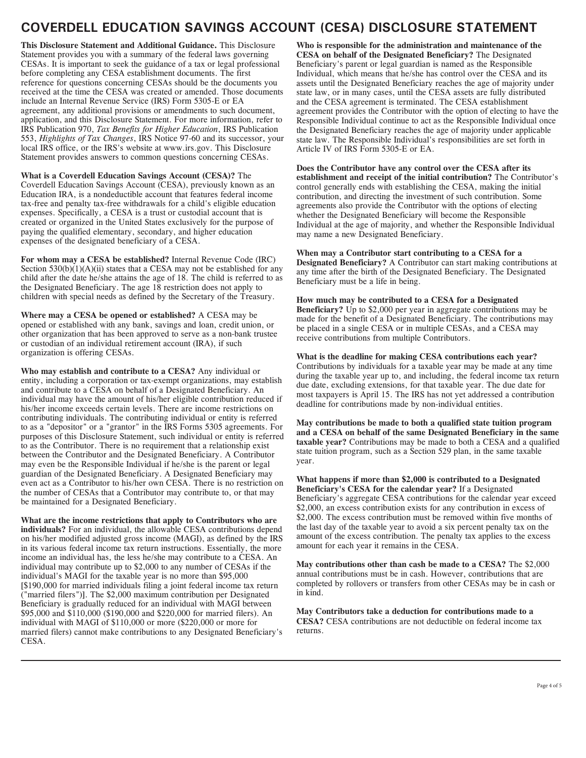# COVERDELL EDUCATION SAVINGS ACCOUNT (CESA) DISCLOSURE STATEMENT

**This Disclosure Statement and Additional Guidance.** This Disclosure Statement provides you with a summary of the federal laws governing CESAs. It is important to seek the guidance of a tax or legal professional before completing any CESA establishment documents. The first reference for questions concerning CESAs should be the documents you received at the time the CESA was created or amended. Those documents include an Internal Revenue Service (IRS) Form 5305-E or EA agreement, any additional provisions or amendments to such document, application, and this Disclosure Statement. For more information, refer to IRS Publication 970, *Tax Benefits for Higher Education*, IRS Publication 553, *Highlights of Tax Changes*, IRS Notice 97-60 and its successor, your local IRS office, or the IRS's website at www.irs.gov. This Disclosure Statement provides answers to common questions concerning CESAs.

**What is a Coverdell Education Savings Account (CESA)?** The Coverdell Education Savings Account (CESA), previously known as an Education IRA, is a nondeductible account that features federal income tax-free and penalty tax-free withdrawals for a child's eligible education expenses. Specifically, a CESA is a trust or custodial account that is created or organized in the United States exclusively for the purpose of paying the qualified elementary, secondary, and higher education expenses of the designated beneficiary of a CESA.

**For whom may a CESA be established?** Internal Revenue Code (IRC) Section 530(b)(1)(A)(ii) states that a CESA may not be established for any child after the date he/she attains the age of 18. The child is referred to as the Designated Beneficiary. The age 18 restriction does not apply to children with special needs as defined by the Secretary of the Treasury.

**Where may a CESA be opened or established?** A CESA may be opened or established with any bank, savings and loan, credit union, or other organization that has been approved to serve as a non-bank trustee or custodian of an individual retirement account (IRA), if such organization is offering CESAs.

**Who may establish and contribute to a CESA?** Any individual or entity, including a corporation or tax-exempt organizations, may establish and contribute to a CESA on behalf of a Designated Beneficiary. An individual may have the amount of his/her eligible contribution reduced if his/her income exceeds certain levels. There are income restrictions on contributing individuals. The contributing individual or entity is referred to as a "depositor" or a "grantor" in the IRS Forms 5305 agreements. For purposes of this Disclosure Statement, such individual or entity is referred to as the Contributor. There is no requirement that a relationship exist between the Contributor and the Designated Beneficiary. A Contributor may even be the Responsible Individual if he/she is the parent or legal guardian of the Designated Beneficiary. A Designated Beneficiary may even act as a Contributor to his/her own CESA. There is no restriction on the number of CESAs that a Contributor may contribute to, or that may be maintained for a Designated Beneficiary.

**What are the income restrictions that apply to Contributors who are individuals?** For an individual, the allowable CESA contributions depend on his/her modified adjusted gross income (MAGI), as defined by the IRS in its various federal income tax return instructions. Essentially, the more income an individual has, the less he/she may contribute to a CESA. An individual may contribute up to $2,000 to any number of CESAs if the individual's MAGI for the taxable year is no more than $95,000 [$190,000 for married individuals filing a joint federal income tax return ("married filers")]. The $2,000 maximum contribution per Designated Beneficiary is gradually reduced for an individual with MAGI between $95,000 and $110,000 ($190,000 and $220,000 for married filers). An individual with MAGI of $110,000 or more ($220,000 or more for married filers) cannot make contributions to any Designated Beneficiary's CESA.

**Who is responsible for the administration and maintenance of the CESA on behalf of the Designated Beneficiary?** The Designated Beneficiary's parent or legal guardian is named as the Responsible Individual, which means that he/she has control over the CESA and its assets until the Designated Beneficiary reaches the age of majority under state law, or in many cases, until the CESA assets are fully distributed and the CESA agreement is terminated. The CESA establishment agreement provides the Contributor with the option of electing to have the Responsible Individual continue to act as the Responsible Individual once the Designated Beneficiary reaches the age of majority under applicable state law. The Responsible Individual's responsibilities are set forth in Article IV of IRS Form 5305-E or EA.

**Does the Contributor have any control over the CESA after its establishment and receipt of the initial contribution?** The Contributor's control generally ends with establishing the CESA, making the initial contribution, and directing the investment of such contribution. Some agreements also provide the Contributor with the options of electing whether the Designated Beneficiary will become the Responsible Individual at the age of majority, and whether the Responsible Individual may name a new Designated Beneficiary.

**When may a Contributor start contributing to a CESA for a Designated Beneficiary?** A Contributor can start making contributions at any time after the birth of the Designated Beneficiary. The Designated Beneficiary must be a life in being.

**How much may be contributed to a CESA for a Designated Beneficiary?** Up to $2,000 per year in aggregate contributions may be made for the benefit of a Designated Beneficiary. The contributions may be placed in a single CESA or in multiple CESAs, and a CESA may receive contributions from multiple Contributors.

**What is the deadline for making CESA contributions each year?** Contributions by individuals for a taxable year may be made at any time during the taxable year up to, and including, the federal income tax return due date, excluding extensions, for that taxable year. The due date for most taxpayers is April 15. The IRS has not yet addressed a contribution deadline for contributions made by non-individual entities.

**May contributions be made to both a qualified state tuition program and a CESA on behalf of the same Designated Beneficiary in the same taxable year?** Contributions may be made to both a CESA and a qualified state tuition program, such as a Section 529 plan, in the same taxable year.

**What happens if more than $2,000 is contributed to a Designated Beneficiary's CESA for the calendar year?** If a Designated Beneficiary's aggregate CESA contributions for the calendar year exceed $2,000, an excess contribution exists for any contribution in excess of $2,000. The excess contribution must be removed within five months of the last day of the taxable year to avoid a six percent penalty tax on the amount of the excess contribution. The penalty tax applies to the excess amount for each year it remains in the CESA.

**May contributions other than cash be made to a CESA?** The $2,000 annual contributions must be in cash. However, contributions that are completed by rollovers or transfers from other CESAs may be in cash or in kind.

**May Contributors take a deduction for contributions made to a CESA?** CESA contributions are not deductible on federal income tax returns.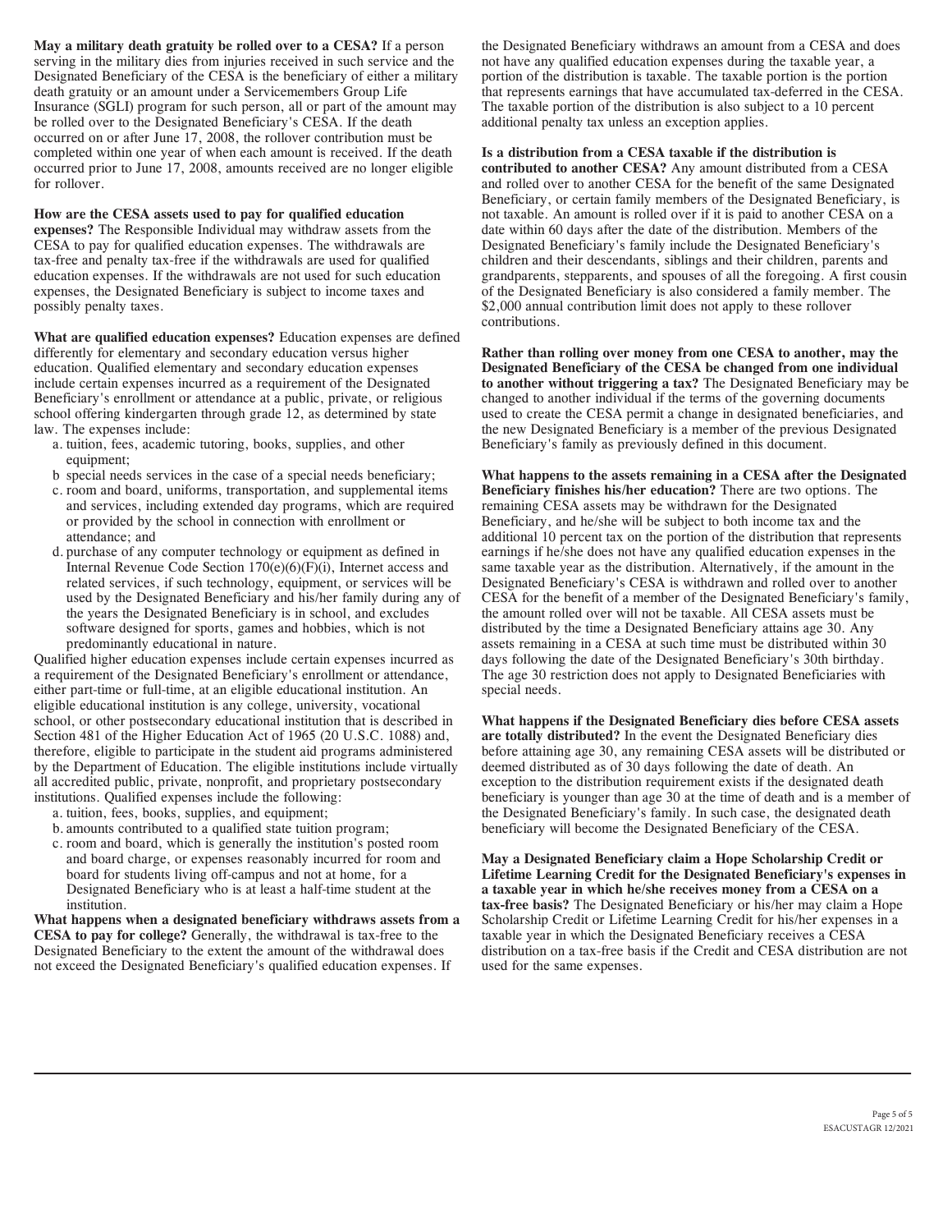**May a military death gratuity be rolled over to a CESA?** If a person serving in the military dies from injuries received in such service and the Designated Beneficiary of the CESA is the beneficiary of either a military death gratuity or an amount under a Servicemembers Group Life Insurance (SGLI) program for such person, all or part of the amount may be rolled over to the Designated Beneficiary's CESA. If the death occurred on or after June 17, 2008, the rollover contribution must be completed within one year of when each amount is received. If the death occurred prior to June 17, 2008, amounts received are no longer eligible for rollover.

**How are the CESA assets used to pay for qualified education expenses?** The Responsible Individual may withdraw assets from the CESA to pay for qualified education expenses. The withdrawals are tax-free and penalty tax-free if the withdrawals are used for qualified education expenses. If the withdrawals are not used for such education expenses, the Designated Beneficiary is subject to income taxes and possibly penalty taxes.

**What are qualified education expenses?** Education expenses are defined differently for elementary and secondary education versus higher education. Qualified elementary and secondary education expenses include certain expenses incurred as a requirement of the Designated Beneficiary's enrollment or attendance at a public, private, or religious school offering kindergarten through grade 12, as determined by state law. The expenses include:

a. tuition, fees, academic tutoring, books, supplies, and other equipment;
b special needs services in the case of a special needs beneficiary;
c. room and board, uniforms, transportation, and supplemental items and services, including extended day programs, which are required or provided by the school in connection with enrollment or attendance; and
d. purchase of any computer technology or equipment as defined in Internal Revenue Code Section 170(e)(6)(F)(i), Internet access and related services, if such technology, equipment, or services will be used by the Designated Beneficiary and his/her family during any of the years the Designated Beneficiary is in school, and excludes software designed for sports, games and hobbies, which is not predominantly educational in nature.

Qualified higher education expenses include certain expenses incurred as a requirement of the Designated Beneficiary's enrollment or attendance, either part-time or full-time, at an eligible educational institution. An eligible educational institution is any college, university, vocational school, or other postsecondary educational institution that is described in Section 481 of the Higher Education Act of 1965 (20 U.S.C. 1088) and, therefore, eligible to participate in the student aid programs administered by the Department of Education. The eligible institutions include virtually all accredited public, private, nonprofit, and proprietary postsecondary institutions. Qualified expenses include the following:

a. tuition, fees, books, supplies, and equipment;
b. amounts contributed to a qualified state tuition program;
c. room and board, which is generally the institution's posted room and board charge, or expenses reasonably incurred for room and board for students living off-campus and not at home, for a Designated Beneficiary who is at least a half-time student at the institution.

**What happens when a designated beneficiary withdraws assets from a CESA to pay for college?** Generally, the withdrawal is tax-free to the Designated Beneficiary to the extent the amount of the withdrawal does not exceed the Designated Beneficiary's qualified education expenses. If the Designated Beneficiary withdraws an amount from a CESA and does not have any qualified education expenses during the taxable year, a portion of the distribution is taxable. The taxable portion is the portion that represents earnings that have accumulated tax-deferred in the CESA. The taxable portion of the distribution is also subject to a 10 percent additional penalty tax unless an exception applies.

**Is a distribution from a CESA taxable if the distribution is contributed to another CESA?** Any amount distributed from a CESA and rolled over to another CESA for the benefit of the same Designated Beneficiary, or certain family members of the Designated Beneficiary, is not taxable. An amount is rolled over if it is paid to another CESA on a date within 60 days after the date of the distribution. Members of the Designated Beneficiary's family include the Designated Beneficiary's children and their descendants, siblings and their children, parents and grandparents, stepparents, and spouses of all the foregoing. A first cousin of the Designated Beneficiary is also considered a family member. The $2,000 annual contribution limit does not apply to these rollover contributions.

**Rather than rolling over money from one CESA to another, may the Designated Beneficiary of the CESA be changed from one individual to another without triggering a tax?** The Designated Beneficiary may be changed to another individual if the terms of the governing documents used to create the CESA permit a change in designated beneficiaries, and the new Designated Beneficiary is a member of the previous Designated Beneficiary's family as previously defined in this document.

**What happens to the assets remaining in a CESA after the Designated Beneficiary finishes his/her education?** There are two options. The remaining CESA assets may be withdrawn for the Designated Beneficiary, and he/she will be subject to both income tax and the additional 10 percent tax on the portion of the distribution that represents earnings if he/she does not have any qualified education expenses in the same taxable year as the distribution. Alternatively, if the amount in the Designated Beneficiary's CESA is withdrawn and rolled over to another CESA for the benefit of a member of the Designated Beneficiary's family, the amount rolled over will not be taxable. All CESA assets must be distributed by the time a Designated Beneficiary attains age 30. Any assets remaining in a CESA at such time must be distributed within 30 days following the date of the Designated Beneficiary's 30th birthday. The age 30 restriction does not apply to Designated Beneficiaries with special needs.

**What happens if the Designated Beneficiary dies before CESA assets are totally distributed?** In the event the Designated Beneficiary dies before attaining age 30, any remaining CESA assets will be distributed or deemed distributed as of 30 days following the date of death. An exception to the distribution requirement exists if the designated death beneficiary is younger than age 30 at the time of death and is a member of the Designated Beneficiary's family. In such case, the designated death beneficiary will become the Designated Beneficiary of the CESA.

**May a Designated Beneficiary claim a Hope Scholarship Credit or Lifetime Learning Credit for the Designated Beneficiary's expenses in a taxable year in which he/she receives money from a CESA on a tax-free basis?** The Designated Beneficiary or his/her may claim a Hope Scholarship Credit or Lifetime Learning Credit for his/her expenses in a taxable year in which the Designated Beneficiary receives a CESA distribution on a tax-free basis if the Credit and CESA distribution are not used for the same expenses.

ESACUSTAGR 12/2021